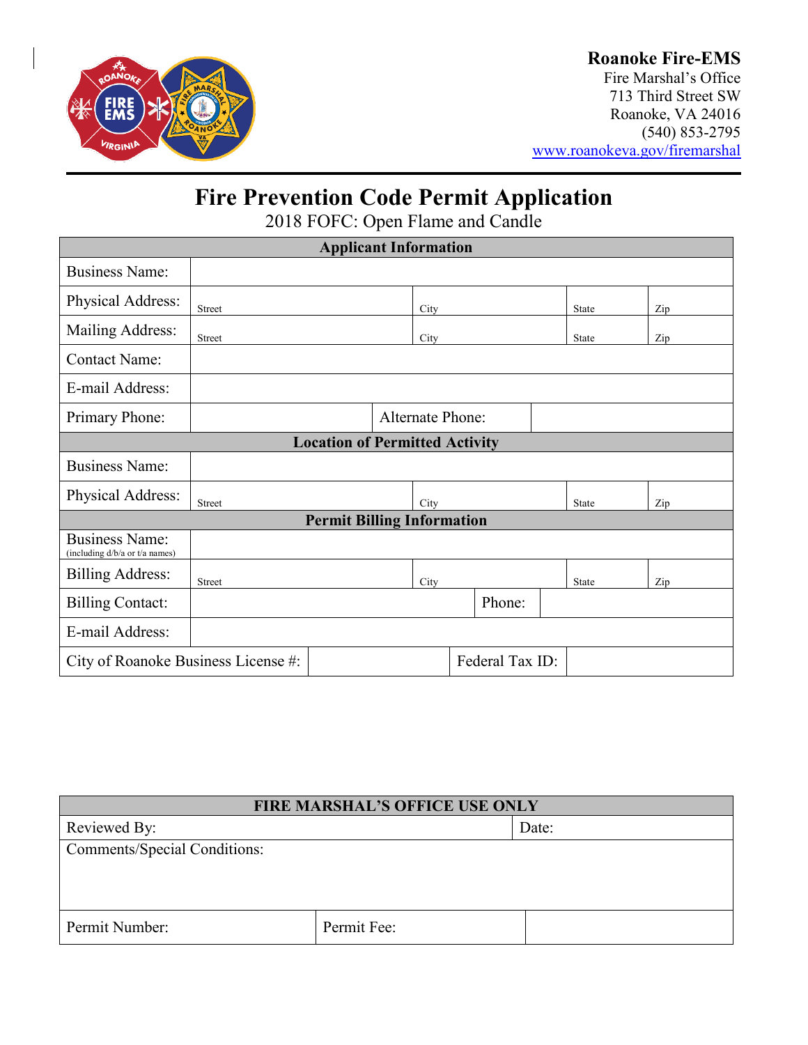**Roanoke Fire-EMS**
Fire Marshal's Office
713 Third Street SW
Roanoke, VA 24016
(540) 853-2795
www.roanokeva.gov/firemarshal

# Fire Prevention Code Permit Application

2018 FOFC: Open Flame and Candle

| **Applicant Information** | | | | |
|---|---|---|---|---|
| Business Name: | | | | |
| Physical Address: | Street | City | State | Zip |
| Mailing Address: | Street | City | State | Zip |
| Contact Name: | | | | |
| E-mail Address: | | | | |
| Primary Phone: | | Alternate Phone: | | |
| **Location of Permitted Activity** | | | | |
| Business Name: | | | | |
| Physical Address: | Street | City | State | Zip |
| **Permit Billing Information** | | | | |
| Business Name: (including d/b/a or t/a names) | | | | |
| Billing Address: | Street | City | State | Zip |
| Billing Contact: | | Phone: | | |
| E-mail Address: | | | | |
| City of Roanoke Business License #: | | Federal Tax ID: | | |

| **FIRE MARSHAL'S OFFICE USE ONLY** | | |
|---|---|---|
| Reviewed By: | | Date: |
| Comments/Special Conditions: | | |
| Permit Number: | Permit Fee: | |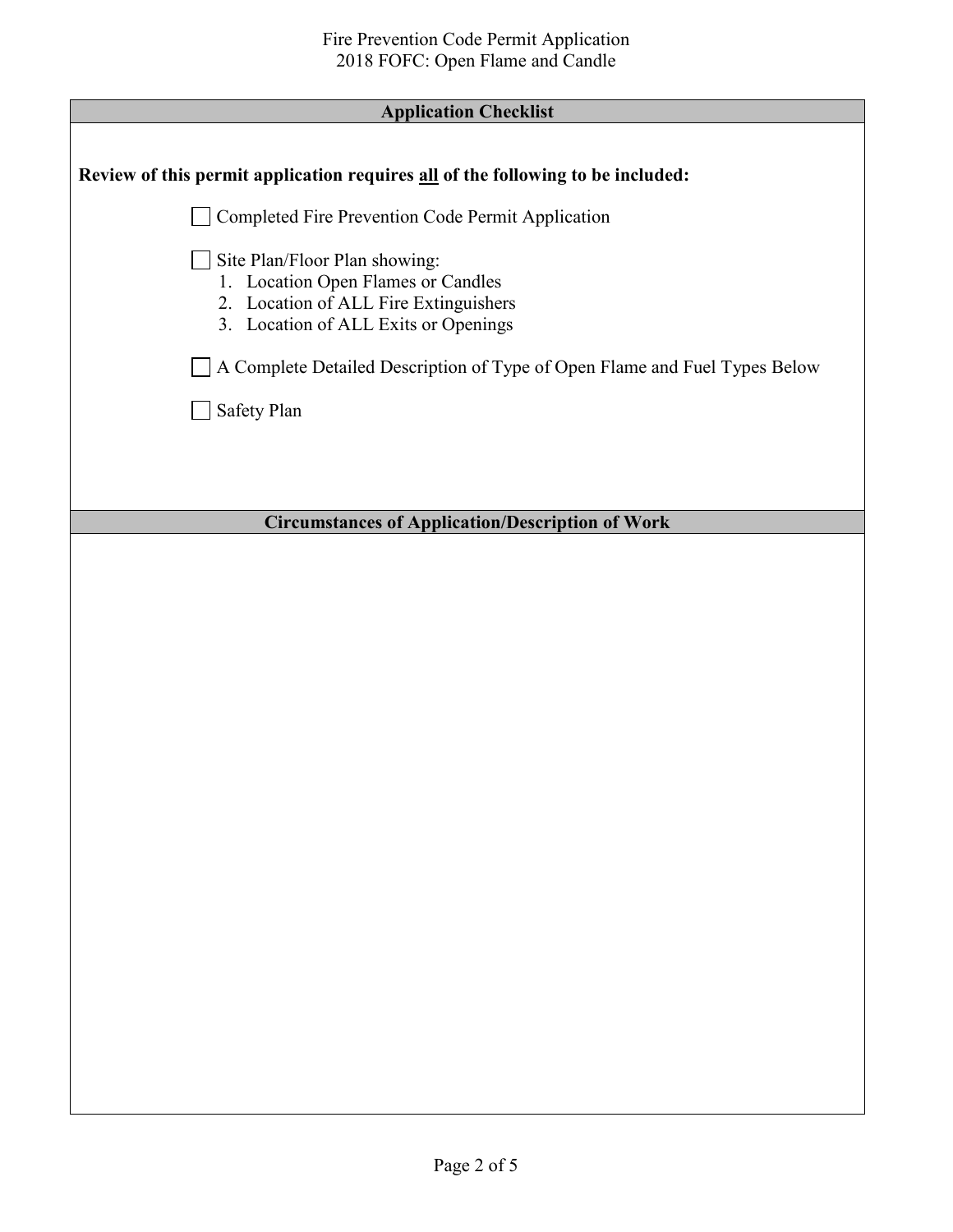# Fire Prevention Code Permit Application
## 2018 FOFC: Open Flame and Candle

## Application Checklist

**Review of this permit application requires all of the following to be included:**

- [ ] Completed Fire Prevention Code Permit Application
- [ ] Site Plan/Floor Plan showing:
    1. Location Open Flames or Candles
    2. Location of ALL Fire Extinguishers
    3. Location of ALL Exits or Openings
- [ ] A Complete Detailed Description of Type of Open Flame and Fuel Types Below
- [ ] Safety Plan

## Circumstances of Application/Description of Work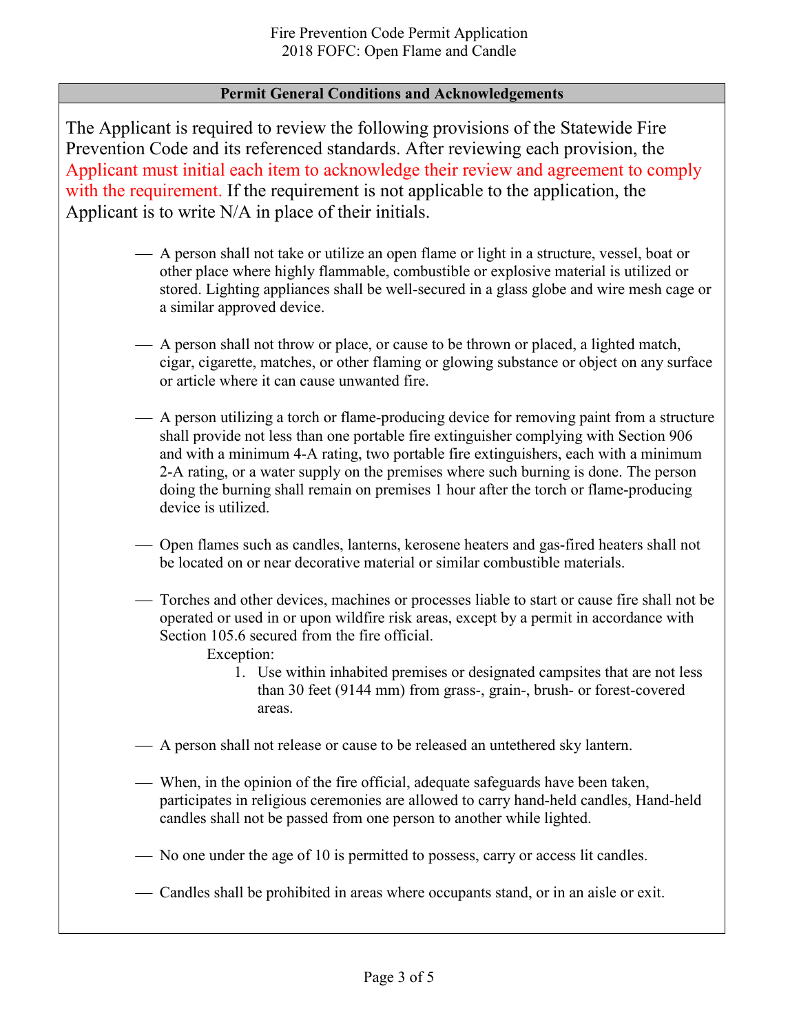Fire Prevention Code Permit Application
2018 FOFC: Open Flame and Candle

## Permit General Conditions and Acknowledgements

The Applicant is required to review the following provisions of the Statewide Fire Prevention Code and its referenced standards. After reviewing each provision, the Applicant must initial each item to acknowledge their review and agreement to comply with the requirement. If the requirement is not applicable to the application, the Applicant is to write N/A in place of their initials.

___ A person shall not take or utilize an open flame or light in a structure, vessel, boat or other place where highly flammable, combustible or explosive material is utilized or stored. Lighting appliances shall be well-secured in a glass globe and wire mesh cage or a similar approved device.

___ A person shall not throw or place, or cause to be thrown or placed, a lighted match, cigar, cigarette, matches, or other flaming or glowing substance or object on any surface or article where it can cause unwanted fire.

___ A person utilizing a torch or flame-producing device for removing paint from a structure shall provide not less than one portable fire extinguisher complying with Section 906 and with a minimum 4-A rating, two portable fire extinguishers, each with a minimum 2-A rating, or a water supply on the premises where such burning is done. The person doing the burning shall remain on premises 1 hour after the torch or flame-producing device is utilized.

___ Open flames such as candles, lanterns, kerosene heaters and gas-fired heaters shall not be located on or near decorative material or similar combustible materials.

___ Torches and other devices, machines or processes liable to start or cause fire shall not be operated or used in or upon wildfire risk areas, except by a permit in accordance with Section 105.6 secured from the fire official.

Exception:

1. Use within inhabited premises or designated campsites that are not less than 30 feet (9144 mm) from grass-, grain-, brush- or forest-covered areas.

___ A person shall not release or cause to be released an untethered sky lantern.

___ When, in the opinion of the fire official, adequate safeguards have been taken, participates in religious ceremonies are allowed to carry hand-held candles, Hand-held candles shall not be passed from one person to another while lighted.

___ No one under the age of 10 is permitted to possess, carry or access lit candles.

___ Candles shall be prohibited in areas where occupants stand, or in an aisle or exit.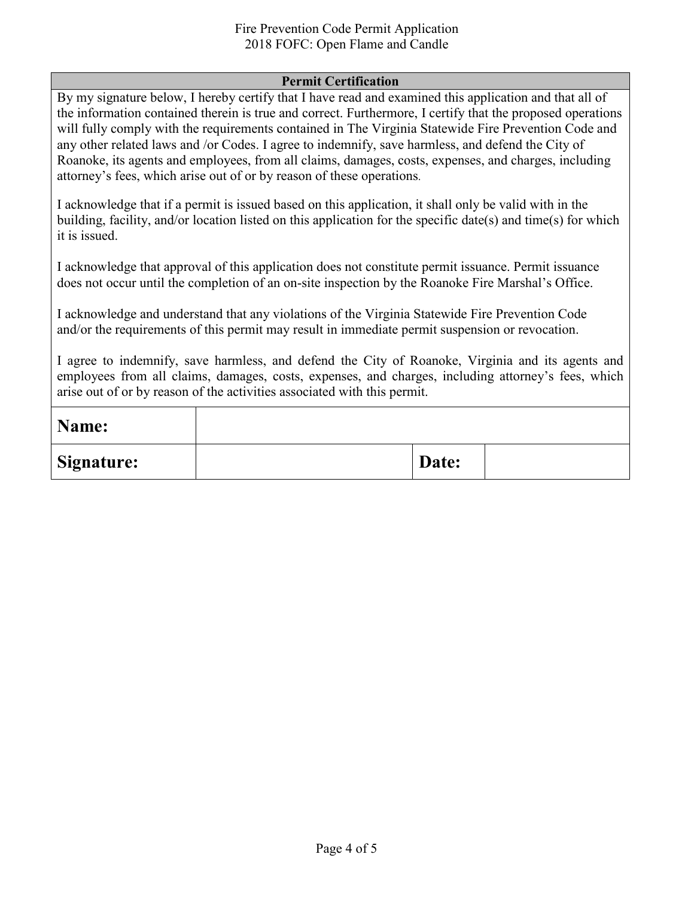## Permit Certification

By my signature below, I hereby certify that I have read and examined this application and that all of the information contained therein is true and correct. Furthermore, I certify that the proposed operations will fully comply with the requirements contained in The Virginia Statewide Fire Prevention Code and any other related laws and /or Codes. I agree to indemnify, save harmless, and defend the City of Roanoke, its agents and employees, from all claims, damages, costs, expenses, and charges, including attorney's fees, which arise out of or by reason of these operations.

I acknowledge that if a permit is issued based on this application, it shall only be valid with in the building, facility, and/or location listed on this application for the specific date(s) and time(s) for which it is issued.

I acknowledge that approval of this application does not constitute permit issuance. Permit issuance does not occur until the completion of an on-site inspection by the Roanoke Fire Marshal's Office.

I acknowledge and understand that any violations of the Virginia Statewide Fire Prevention Code and/or the requirements of this permit may result in immediate permit suspension or revocation.

I agree to indemnify, save harmless, and defend the City of Roanoke, Virginia and its agents and employees from all claims, damages, costs, expenses, and charges, including attorney's fees, which arise out of or by reason of the activities associated with this permit.

| **Name:** | | | |
|---|---|---|---|
| **Signature:** | | **Date:** | |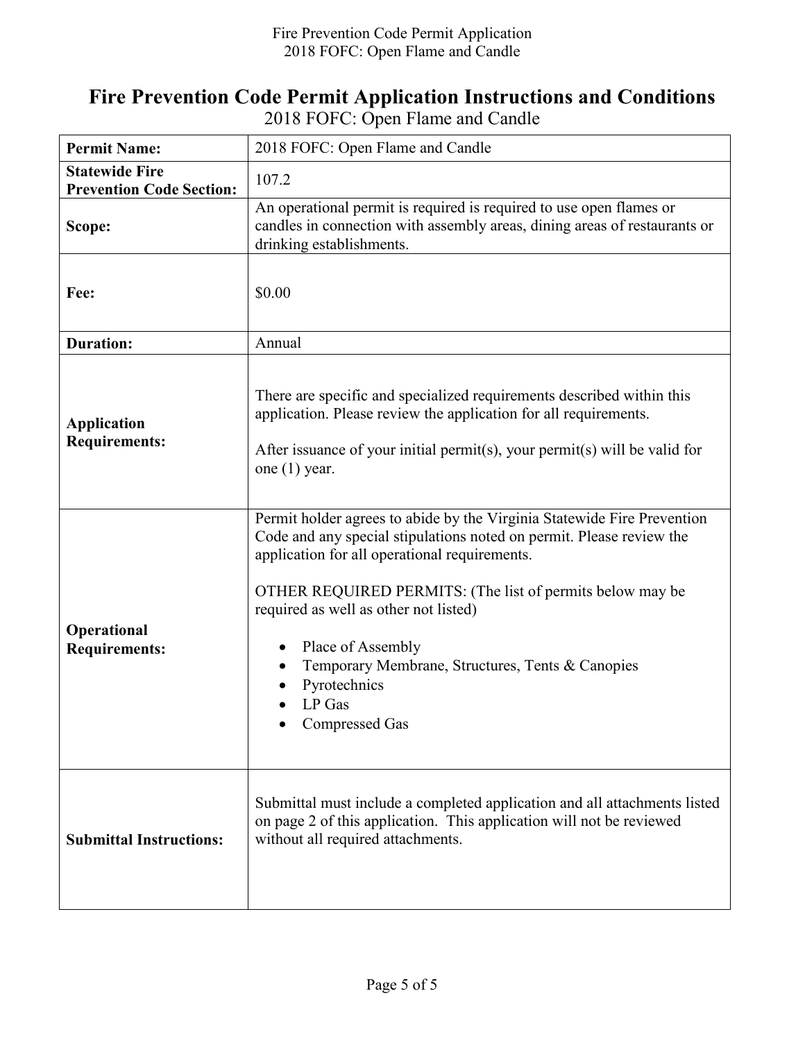# Fire Prevention Code Permit Application Instructions and Conditions

2018 FOFC: Open Flame and Candle

| | |
|---|---|
| **Permit Name:** | 2018 FOFC: Open Flame and Candle |
| **Statewide Fire Prevention Code Section:** | 107.2 |
| **Scope:** | An operational permit is required is required to use open flames or candles in connection with assembly areas, dining areas of restaurants or drinking establishments. |
| **Fee:** | $0.00 |
| **Duration:** | Annual |
| **Application Requirements:** | There are specific and specialized requirements described within this application. Please review the application for all requirements.<br><br>After issuance of your initial permit(s), your permit(s) will be valid for one (1) year. |
| **Operational Requirements:** | Permit holder agrees to abide by the Virginia Statewide Fire Prevention Code and any special stipulations noted on permit. Please review the application for all operational requirements.<br><br>OTHER REQUIRED PERMITS: (The list of permits below may be required as well as other not listed)<br><br>• Place of Assembly<br>• Temporary Membrane, Structures, Tents & Canopies<br>• Pyrotechnics<br>• LP Gas<br>• Compressed Gas |
| **Submittal Instructions:** | Submittal must include a completed application and all attachments listed on page 2 of this application. This application will not be reviewed without all required attachments. |